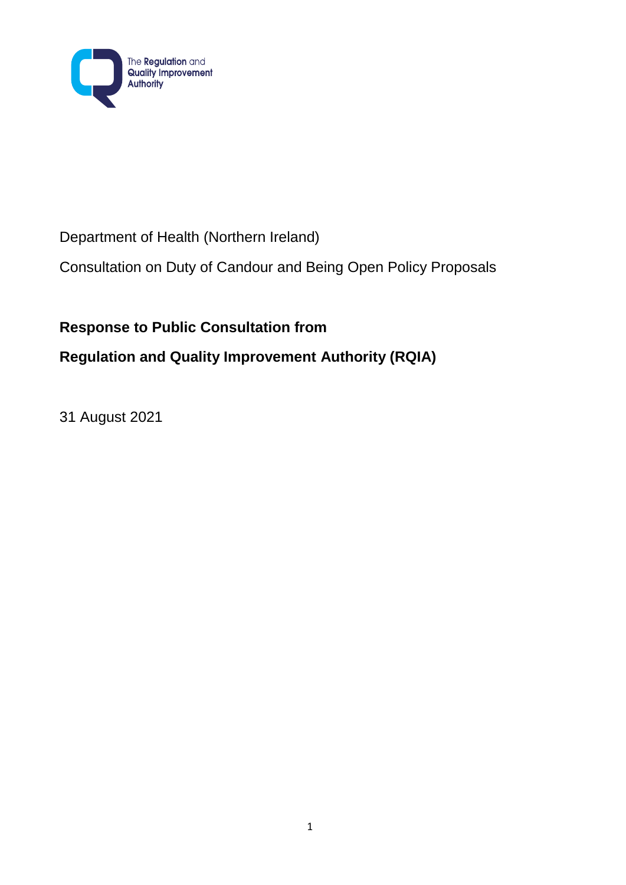The Regulation and Quality Improvement Authority

Department of Health (Northern Ireland)

Consultation on Duty of Candour and Being Open Policy Proposals

**Response to Public Consultation from**

**Regulation and Quality Improvement Authority (RQIA)**

31 August 2021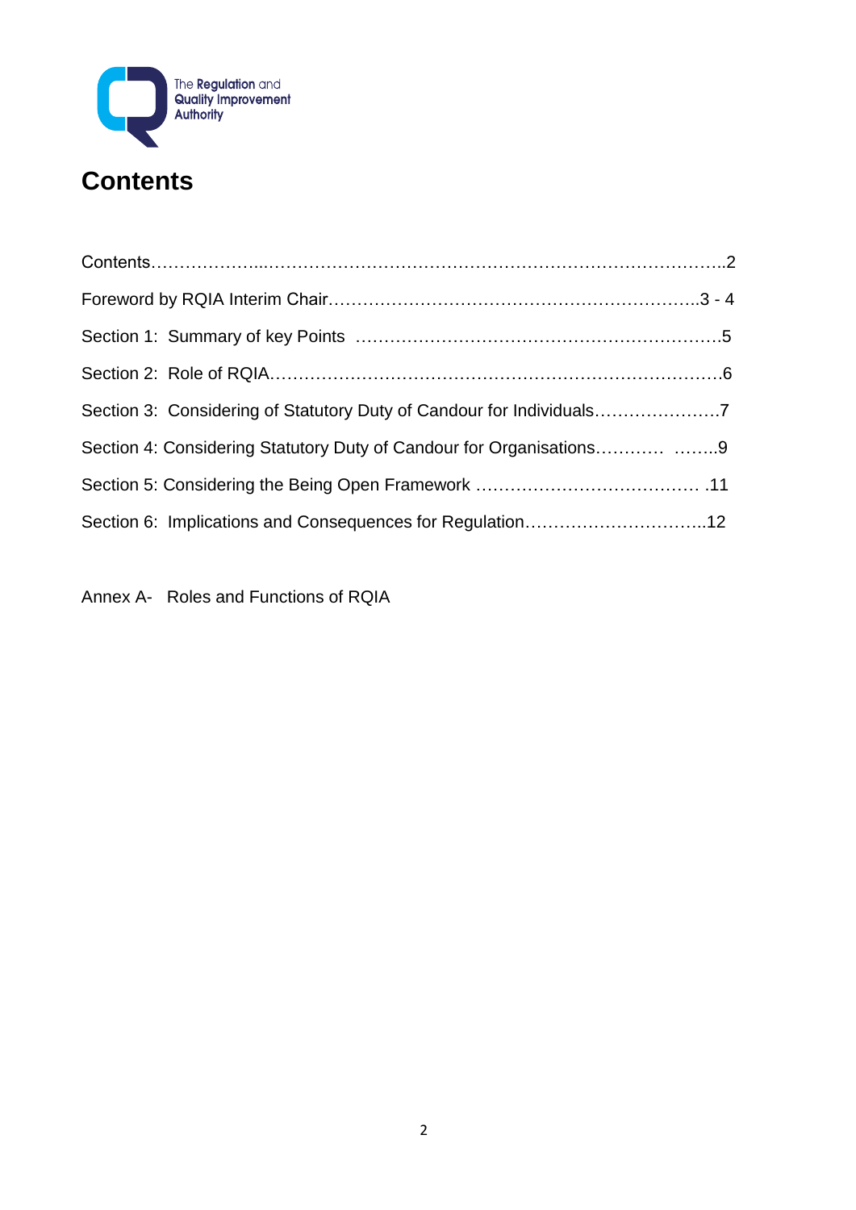# Contents

Contents………………...……………………………………….….……………………..2

Foreword by RQIA Interim Chair………………………………………………………..3 - 4

Section 1: Summary of key Points …………………………………………………….5

Section 2: Role of RQIA…………………………………………………………………6

Section 3: Considering of Statutory Duty of Candour for Individuals………………….7

Section 4: Considering Statutory Duty of Candour for Organisations………… ……..9

Section 5: Considering the Being Open Framework ………………………………… .11

Section 6: Implications and Consequences for Regulation…………………………..12

Annex A- Roles and Functions of RQIA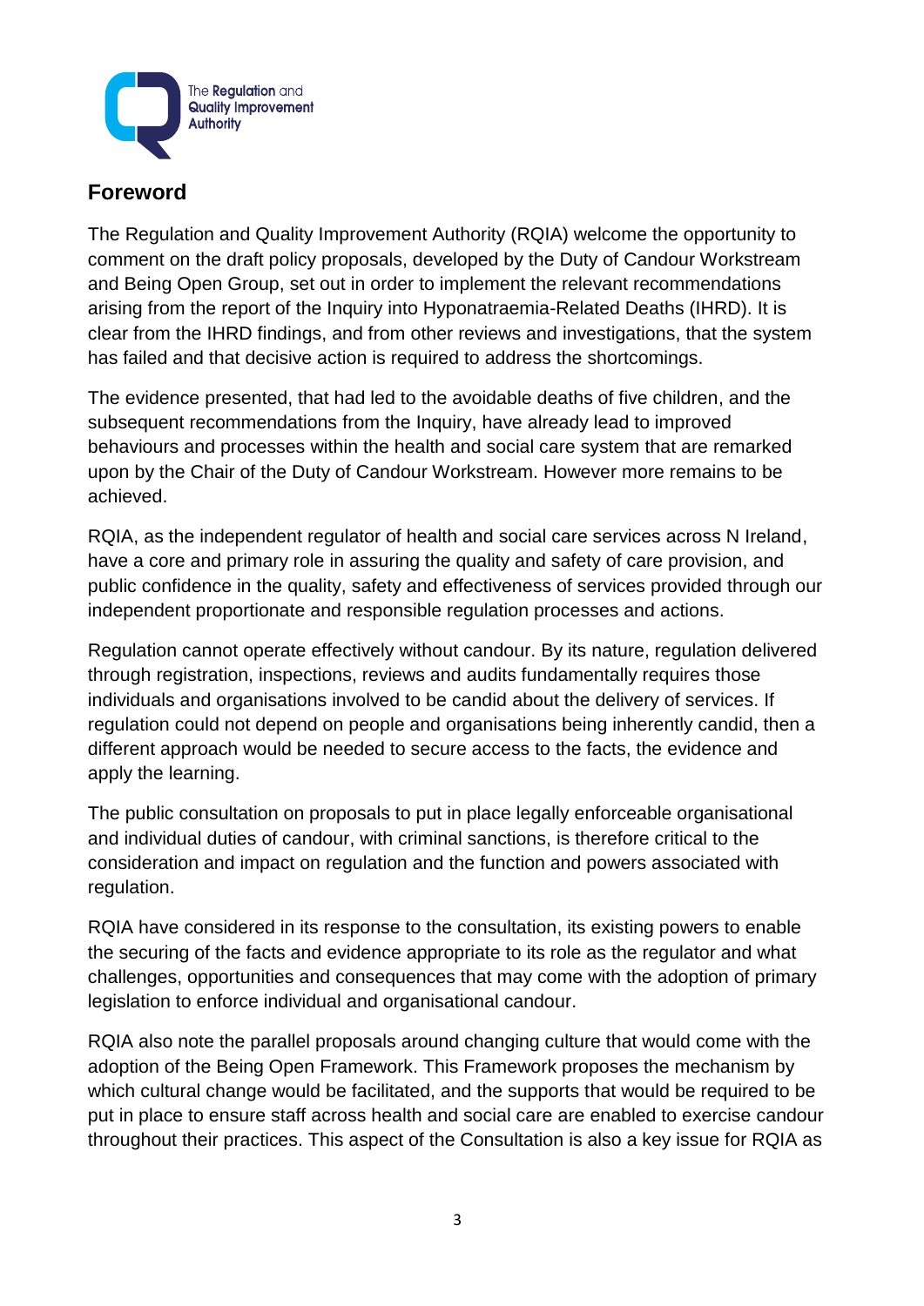## Foreword

The Regulation and Quality Improvement Authority (RQIA) welcome the opportunity to comment on the draft policy proposals, developed by the Duty of Candour Workstream and Being Open Group, set out in order to implement the relevant recommendations arising from the report of the Inquiry into Hyponatraemia-Related Deaths (IHRD). It is clear from the IHRD findings, and from other reviews and investigations, that the system has failed and that decisive action is required to address the shortcomings.

The evidence presented, that had led to the avoidable deaths of five children, and the subsequent recommendations from the Inquiry, have already lead to improved behaviours and processes within the health and social care system that are remarked upon by the Chair of the Duty of Candour Workstream. However more remains to be achieved.

RQIA, as the independent regulator of health and social care services across N Ireland, have a core and primary role in assuring the quality and safety of care provision, and public confidence in the quality, safety and effectiveness of services provided through our independent proportionate and responsible regulation processes and actions.

Regulation cannot operate effectively without candour. By its nature, regulation delivered through registration, inspections, reviews and audits fundamentally requires those individuals and organisations involved to be candid about the delivery of services. If regulation could not depend on people and organisations being inherently candid, then a different approach would be needed to secure access to the facts, the evidence and apply the learning.

The public consultation on proposals to put in place legally enforceable organisational and individual duties of candour, with criminal sanctions, is therefore critical to the consideration and impact on regulation and the function and powers associated with regulation.

RQIA have considered in its response to the consultation, its existing powers to enable the securing of the facts and evidence appropriate to its role as the regulator and what challenges, opportunities and consequences that may come with the adoption of primary legislation to enforce individual and organisational candour.

RQIA also note the parallel proposals around changing culture that would come with the adoption of the Being Open Framework. This Framework proposes the mechanism by which cultural change would be facilitated, and the supports that would be required to be put in place to ensure staff across health and social care are enabled to exercise candour throughout their practices. This aspect of the Consultation is also a key issue for RQIA as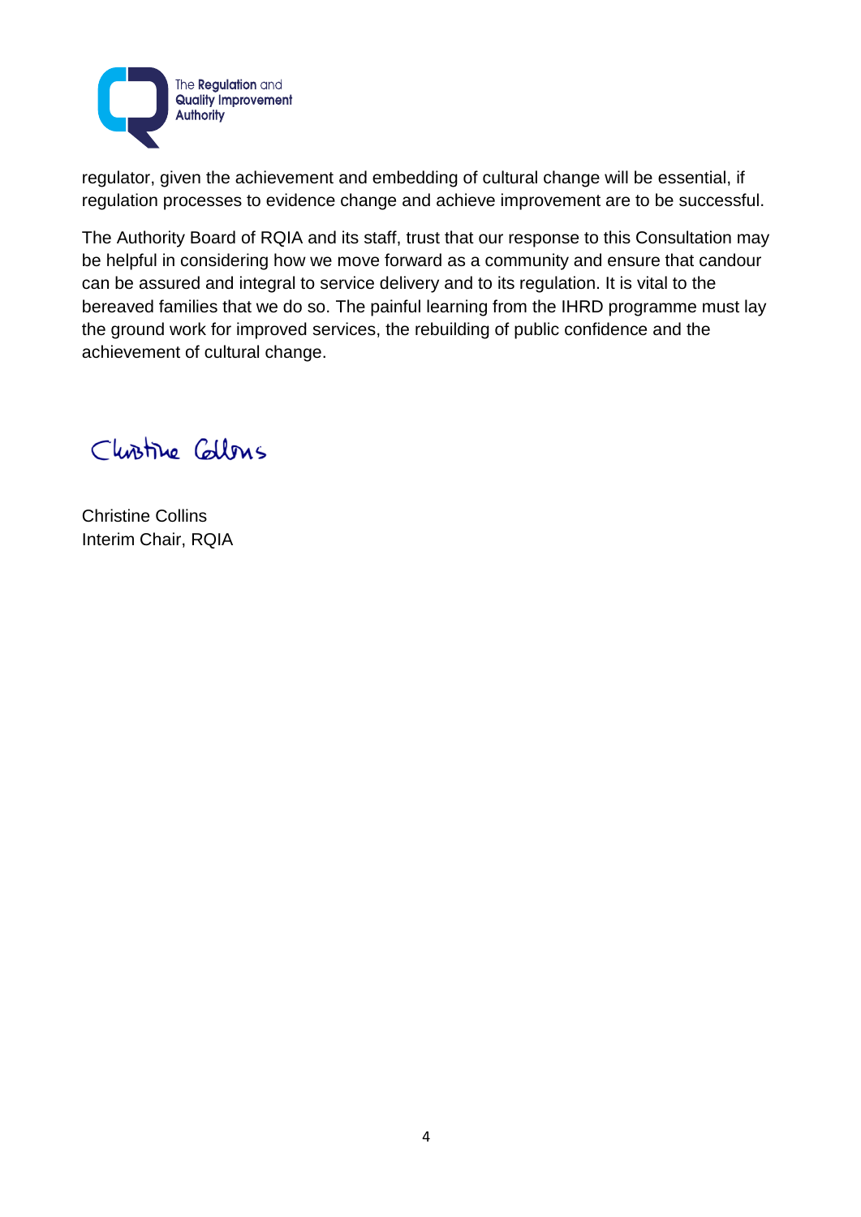regulator, given the achievement and embedding of cultural change will be essential, if regulation processes to evidence change and achieve improvement are to be successful.

The Authority Board of RQIA and its staff, trust that our response to this Consultation may be helpful in considering how we move forward as a community and ensure that candour can be assured and integral to service delivery and to its regulation. It is vital to the bereaved families that we do so. The painful learning from the IHRD programme must lay the ground work for improved services, the rebuilding of public confidence and the achievement of cultural change.

Christine Collins

Christine Collins
Interim Chair, RQIA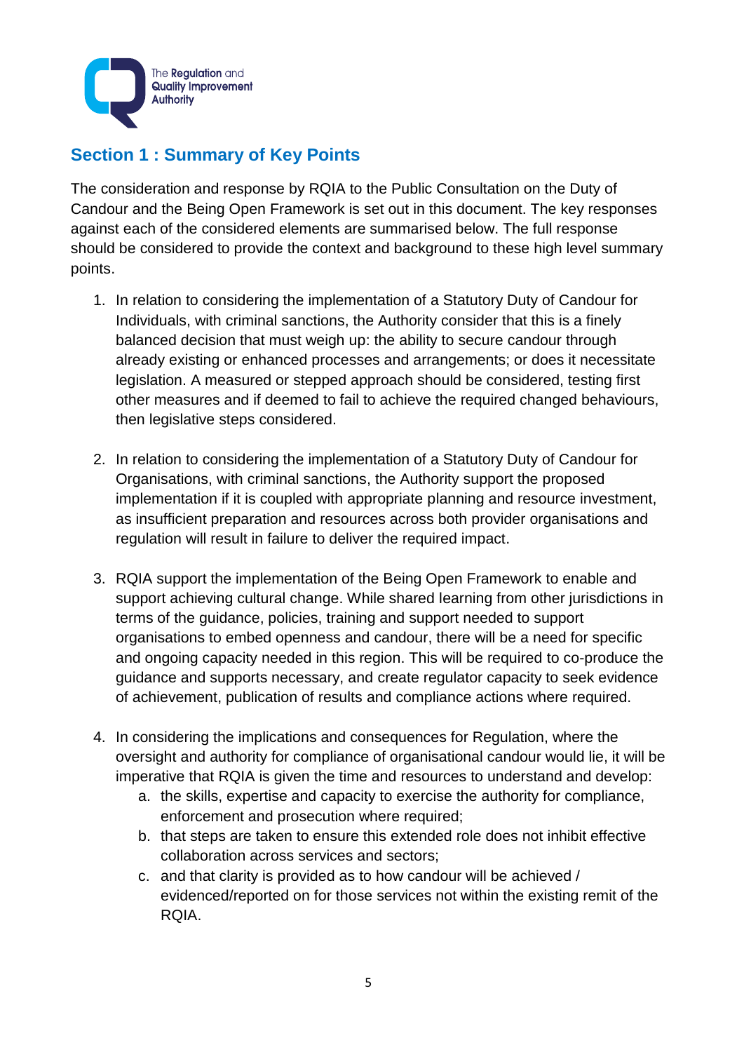## Section 1 : Summary of Key Points

The consideration and response by RQIA to the Public Consultation on the Duty of Candour and the Being Open Framework is set out in this document. The key responses against each of the considered elements are summarised below. The full response should be considered to provide the context and background to these high level summary points.

1. In relation to considering the implementation of a Statutory Duty of Candour for Individuals, with criminal sanctions, the Authority consider that this is a finely balanced decision that must weigh up: the ability to secure candour through already existing or enhanced processes and arrangements; or does it necessitate legislation. A measured or stepped approach should be considered, testing first other measures and if deemed to fail to achieve the required changed behaviours, then legislative steps considered.

2. In relation to considering the implementation of a Statutory Duty of Candour for Organisations, with criminal sanctions, the Authority support the proposed implementation if it is coupled with appropriate planning and resource investment, as insufficient preparation and resources across both provider organisations and regulation will result in failure to deliver the required impact.

3. RQIA support the implementation of the Being Open Framework to enable and support achieving cultural change. While shared learning from other jurisdictions in terms of the guidance, policies, training and support needed to support organisations to embed openness and candour, there will be a need for specific and ongoing capacity needed in this region. This will be required to co-produce the guidance and supports necessary, and create regulator capacity to seek evidence of achievement, publication of results and compliance actions where required.

4. In considering the implications and consequences for Regulation, where the oversight and authority for compliance of organisational candour would lie, it will be imperative that RQIA is given the time and resources to understand and develop:
   a. the skills, expertise and capacity to exercise the authority for compliance, enforcement and prosecution where required;
   b. that steps are taken to ensure this extended role does not inhibit effective collaboration across services and sectors;
   c. and that clarity is provided as to how candour will be achieved / evidenced/reported on for those services not within the existing remit of the RQIA.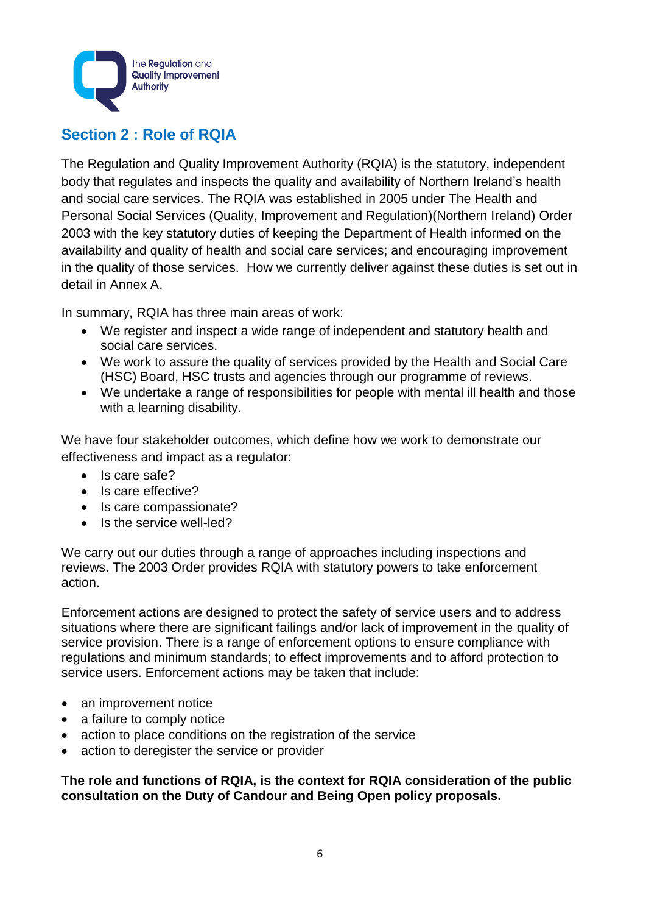## Section 2 : Role of RQIA

The Regulation and Quality Improvement Authority (RQIA) is the statutory, independent body that regulates and inspects the quality and availability of Northern Ireland's health and social care services. The RQIA was established in 2005 under The Health and Personal Social Services (Quality, Improvement and Regulation)(Northern Ireland) Order 2003 with the key statutory duties of keeping the Department of Health informed on the availability and quality of health and social care services; and encouraging improvement in the quality of those services. How we currently deliver against these duties is set out in detail in Annex A.

In summary, RQIA has three main areas of work:

- We register and inspect a wide range of independent and statutory health and social care services.
- We work to assure the quality of services provided by the Health and Social Care (HSC) Board, HSC trusts and agencies through our programme of reviews.
- We undertake a range of responsibilities for people with mental ill health and those with a learning disability.

We have four stakeholder outcomes, which define how we work to demonstrate our effectiveness and impact as a regulator:

- Is care safe?
- Is care effective?
- Is care compassionate?
- Is the service well-led?

We carry out our duties through a range of approaches including inspections and reviews. The 2003 Order provides RQIA with statutory powers to take enforcement action.

Enforcement actions are designed to protect the safety of service users and to address situations where there are significant failings and/or lack of improvement in the quality of service provision. There is a range of enforcement options to ensure compliance with regulations and minimum standards; to effect improvements and to afford protection to service users. Enforcement actions may be taken that include:

- an improvement notice
- a failure to comply notice
- action to place conditions on the registration of the service
- action to deregister the service or provider

**The role and functions of RQIA, is the context for RQIA consideration of the public consultation on the Duty of Candour and Being Open policy proposals.**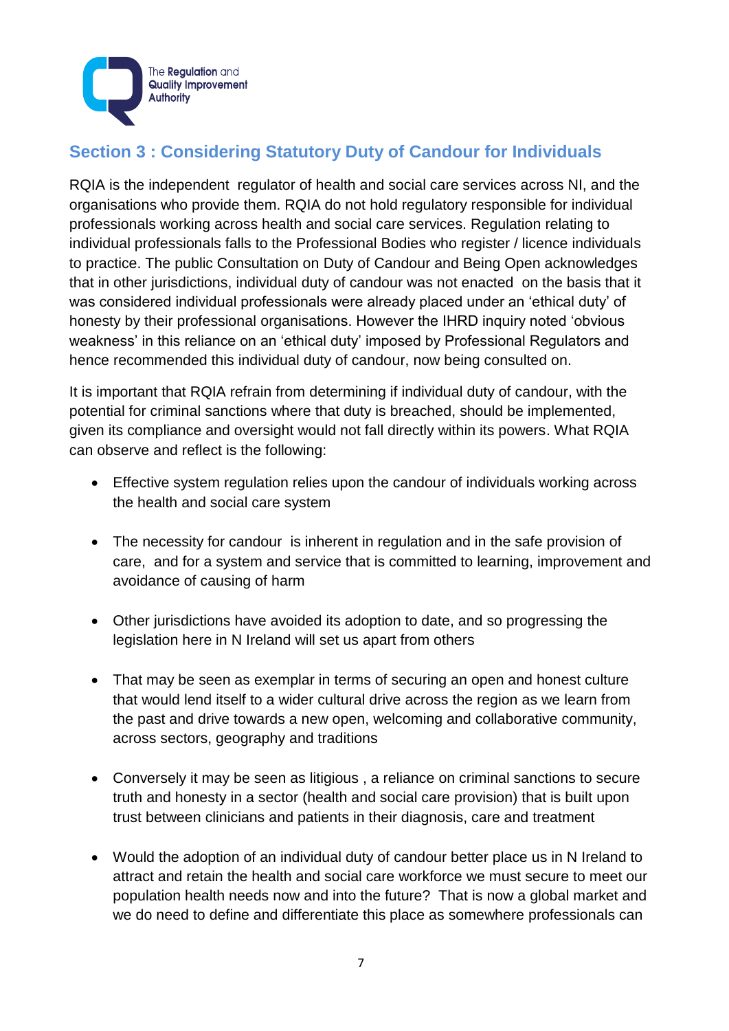## Section 3 : Considering Statutory Duty of Candour for Individuals

RQIA is the independent regulator of health and social care services across NI, and the organisations who provide them. RQIA do not hold regulatory responsible for individual professionals working across health and social care services. Regulation relating to individual professionals falls to the Professional Bodies who register / licence individuals to practice. The public Consultation on Duty of Candour and Being Open acknowledges that in other jurisdictions, individual duty of candour was not enacted on the basis that it was considered individual professionals were already placed under an 'ethical duty' of honesty by their professional organisations. However the IHRD inquiry noted 'obvious weakness' in this reliance on an 'ethical duty' imposed by Professional Regulators and hence recommended this individual duty of candour, now being consulted on.

It is important that RQIA refrain from determining if individual duty of candour, with the potential for criminal sanctions where that duty is breached, should be implemented, given its compliance and oversight would not fall directly within its powers. What RQIA can observe and reflect is the following:

- Effective system regulation relies upon the candour of individuals working across the health and social care system
- The necessity for candour is inherent in regulation and in the safe provision of care, and for a system and service that is committed to learning, improvement and avoidance of causing of harm
- Other jurisdictions have avoided its adoption to date, and so progressing the legislation here in N Ireland will set us apart from others
- That may be seen as exemplar in terms of securing an open and honest culture that would lend itself to a wider cultural drive across the region as we learn from the past and drive towards a new open, welcoming and collaborative community, across sectors, geography and traditions
- Conversely it may be seen as litigious , a reliance on criminal sanctions to secure truth and honesty in a sector (health and social care provision) that is built upon trust between clinicians and patients in their diagnosis, care and treatment
- Would the adoption of an individual duty of candour better place us in N Ireland to attract and retain the health and social care workforce we must secure to meet our population health needs now and into the future? That is now a global market and we do need to define and differentiate this place as somewhere professionals can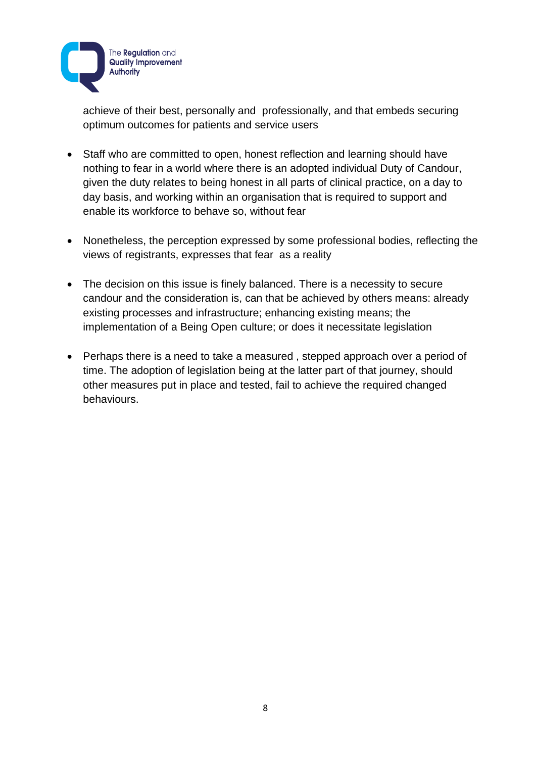achieve of their best, personally and professionally, and that embeds securing optimum outcomes for patients and service users

- Staff who are committed to open, honest reflection and learning should have nothing to fear in a world where there is an adopted individual Duty of Candour, given the duty relates to being honest in all parts of clinical practice, on a day to day basis, and working within an organisation that is required to support and enable its workforce to behave so, without fear

- Nonetheless, the perception expressed by some professional bodies, reflecting the views of registrants, expresses that fear as a reality

- The decision on this issue is finely balanced. There is a necessity to secure candour and the consideration is, can that be achieved by others means: already existing processes and infrastructure; enhancing existing means; the implementation of a Being Open culture; or does it necessitate legislation

- Perhaps there is a need to take a measured , stepped approach over a period of time. The adoption of legislation being at the latter part of that journey, should other measures put in place and tested, fail to achieve the required changed behaviours.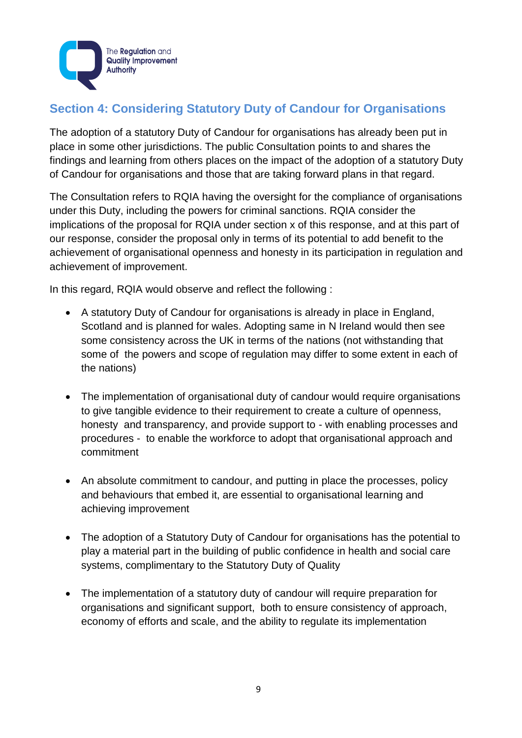## Section 4: Considering Statutory Duty of Candour for Organisations

The adoption of a statutory Duty of Candour for organisations has already been put in place in some other jurisdictions. The public Consultation points to and shares the findings and learning from others places on the impact of the adoption of a statutory Duty of Candour for organisations and those that are taking forward plans in that regard.

The Consultation refers to RQIA having the oversight for the compliance of organisations under this Duty, including the powers for criminal sanctions. RQIA consider the implications of the proposal for RQIA under section x of this response, and at this part of our response, consider the proposal only in terms of its potential to add benefit to the achievement of organisational openness and honesty in its participation in regulation and achievement of improvement.

In this regard, RQIA would observe and reflect the following :

- A statutory Duty of Candour for organisations is already in place in England, Scotland and is planned for wales. Adopting same in N Ireland would then see some consistency across the UK in terms of the nations (not withstanding that some of the powers and scope of regulation may differ to some extent in each of the nations)

- The implementation of organisational duty of candour would require organisations to give tangible evidence to their requirement to create a culture of openness, honesty and transparency, and provide support to - with enabling processes and procedures - to enable the workforce to adopt that organisational approach and commitment

- An absolute commitment to candour, and putting in place the processes, policy and behaviours that embed it, are essential to organisational learning and achieving improvement

- The adoption of a Statutory Duty of Candour for organisations has the potential to play a material part in the building of public confidence in health and social care systems, complimentary to the Statutory Duty of Quality

- The implementation of a statutory duty of candour will require preparation for organisations and significant support, both to ensure consistency of approach, economy of efforts and scale, and the ability to regulate its implementation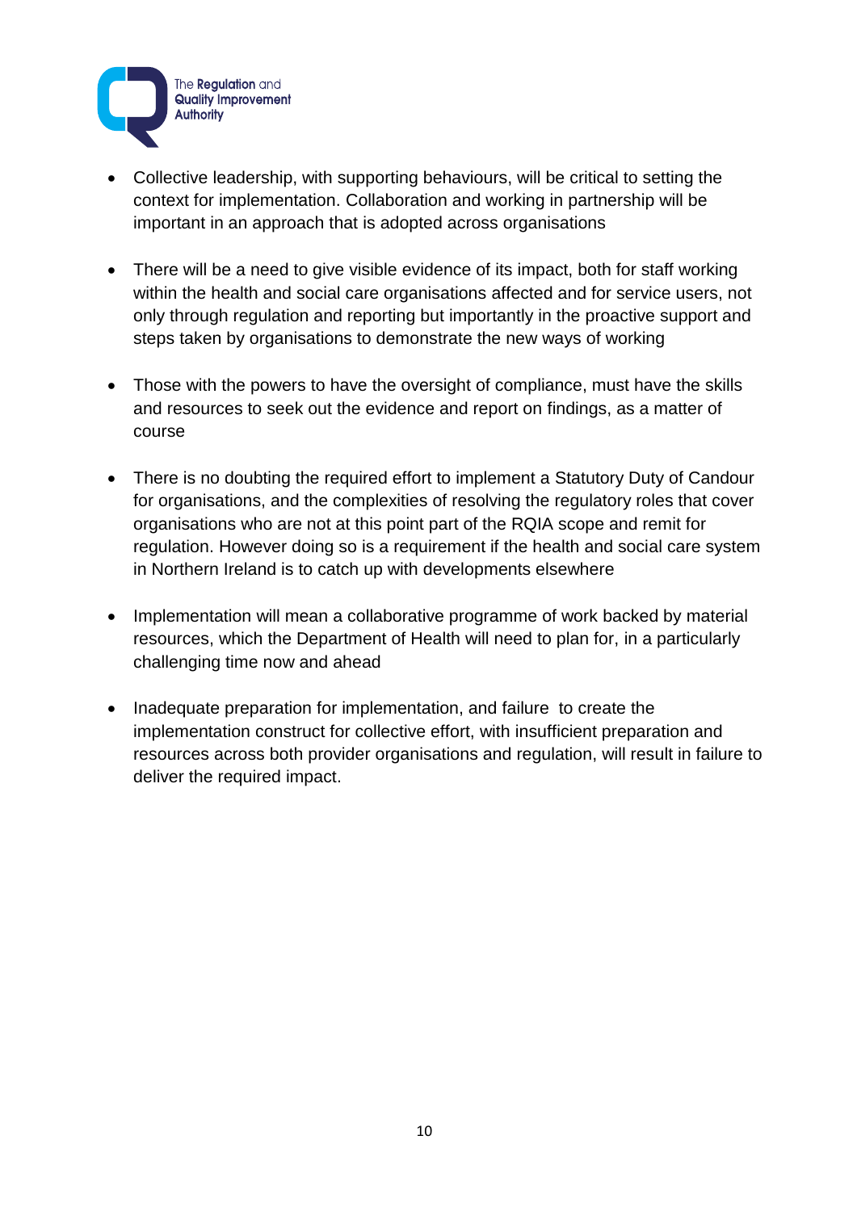- Collective leadership, with supporting behaviours, will be critical to setting the context for implementation. Collaboration and working in partnership will be important in an approach that is adopted across organisations

- There will be a need to give visible evidence of its impact, both for staff working within the health and social care organisations affected and for service users, not only through regulation and reporting but importantly in the proactive support and steps taken by organisations to demonstrate the new ways of working

- Those with the powers to have the oversight of compliance, must have the skills and resources to seek out the evidence and report on findings, as a matter of course

- There is no doubting the required effort to implement a Statutory Duty of Candour for organisations, and the complexities of resolving the regulatory roles that cover organisations who are not at this point part of the RQIA scope and remit for regulation. However doing so is a requirement if the health and social care system in Northern Ireland is to catch up with developments elsewhere

- Implementation will mean a collaborative programme of work backed by material resources, which the Department of Health will need to plan for, in a particularly challenging time now and ahead

- Inadequate preparation for implementation, and failure to create the implementation construct for collective effort, with insufficient preparation and resources across both provider organisations and regulation, will result in failure to deliver the required impact.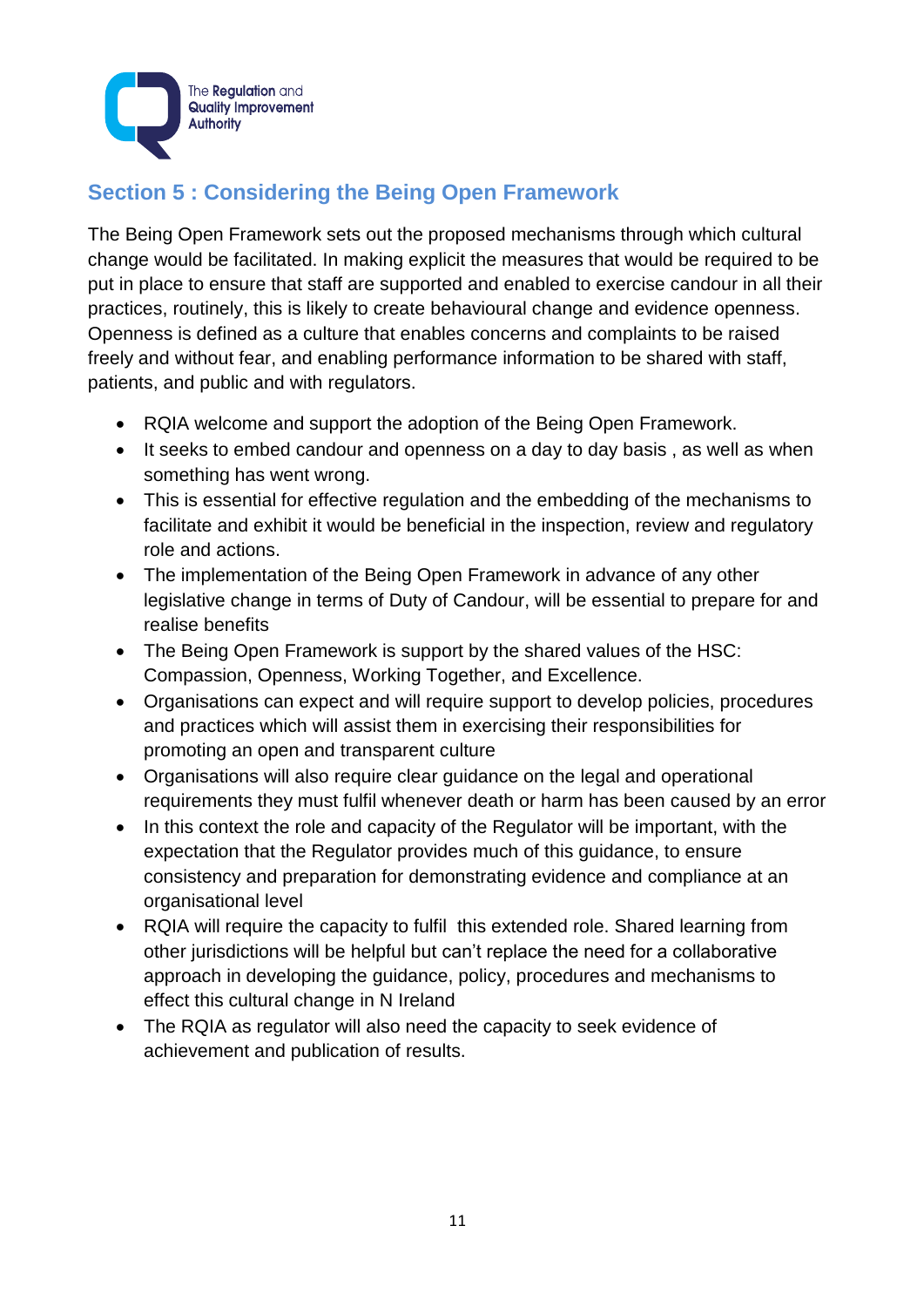## Section 5 : Considering the Being Open Framework

The Being Open Framework sets out the proposed mechanisms through which cultural change would be facilitated. In making explicit the measures that would be required to be put in place to ensure that staff are supported and enabled to exercise candour in all their practices, routinely, this is likely to create behavioural change and evidence openness. Openness is defined as a culture that enables concerns and complaints to be raised freely and without fear, and enabling performance information to be shared with staff, patients, and public and with regulators.

- RQIA welcome and support the adoption of the Being Open Framework.
- It seeks to embed candour and openness on a day to day basis , as well as when something has went wrong.
- This is essential for effective regulation and the embedding of the mechanisms to facilitate and exhibit it would be beneficial in the inspection, review and regulatory role and actions.
- The implementation of the Being Open Framework in advance of any other legislative change in terms of Duty of Candour, will be essential to prepare for and realise benefits
- The Being Open Framework is support by the shared values of the HSC: Compassion, Openness, Working Together, and Excellence.
- Organisations can expect and will require support to develop policies, procedures and practices which will assist them in exercising their responsibilities for promoting an open and transparent culture
- Organisations will also require clear guidance on the legal and operational requirements they must fulfil whenever death or harm has been caused by an error
- In this context the role and capacity of the Regulator will be important, with the expectation that the Regulator provides much of this guidance, to ensure consistency and preparation for demonstrating evidence and compliance at an organisational level
- RQIA will require the capacity to fulfil this extended role. Shared learning from other jurisdictions will be helpful but can't replace the need for a collaborative approach in developing the guidance, policy, procedures and mechanisms to effect this cultural change in N Ireland
- The RQIA as regulator will also need the capacity to seek evidence of achievement and publication of results.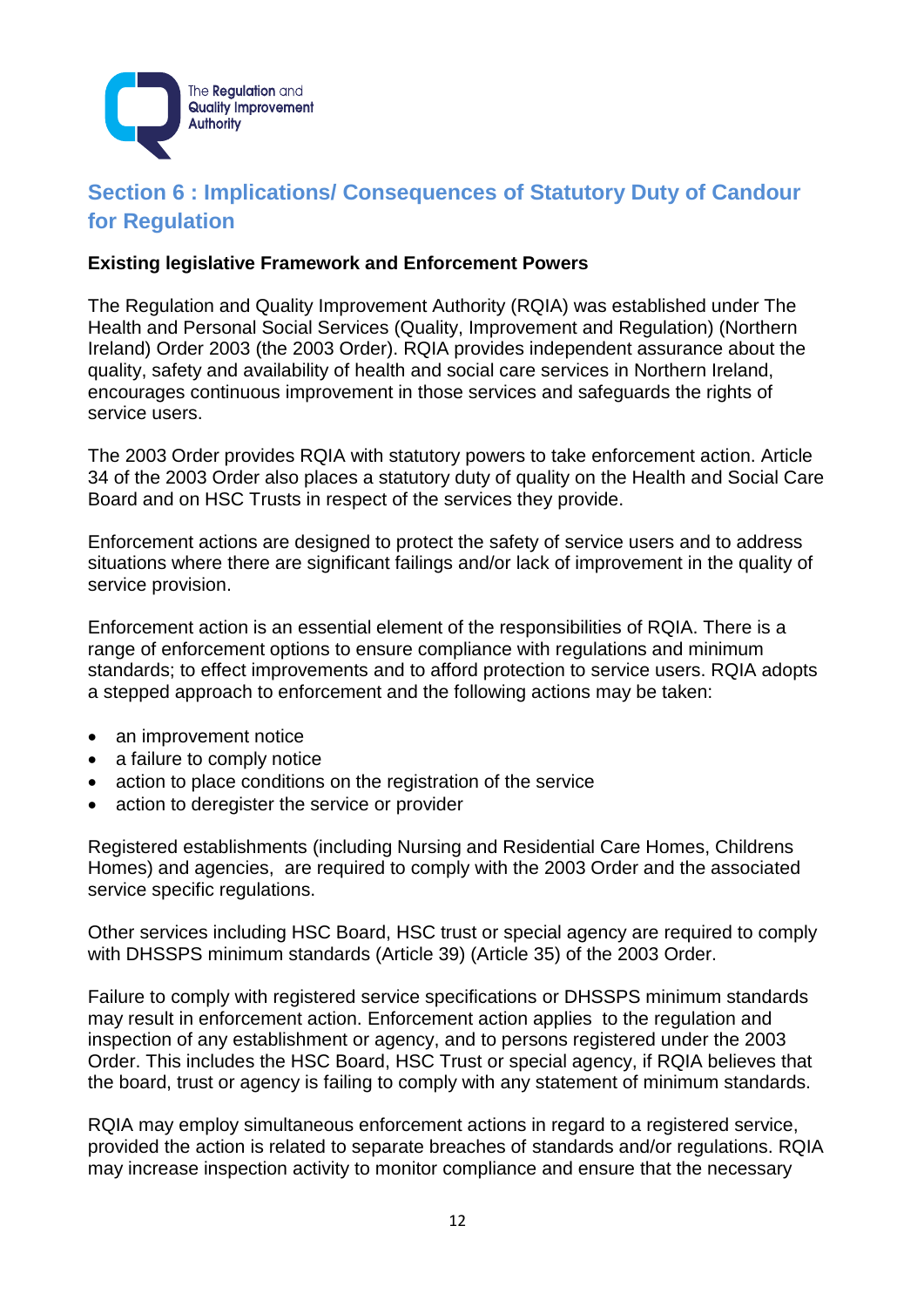## Section 6 : Implications/ Consequences of Statutory Duty of Candour for Regulation

**Existing legislative Framework and Enforcement Powers**

The Regulation and Quality Improvement Authority (RQIA) was established under The Health and Personal Social Services (Quality, Improvement and Regulation) (Northern Ireland) Order 2003 (the 2003 Order). RQIA provides independent assurance about the quality, safety and availability of health and social care services in Northern Ireland, encourages continuous improvement in those services and safeguards the rights of service users.

The 2003 Order provides RQIA with statutory powers to take enforcement action. Article 34 of the 2003 Order also places a statutory duty of quality on the Health and Social Care Board and on HSC Trusts in respect of the services they provide.

Enforcement actions are designed to protect the safety of service users and to address situations where there are significant failings and/or lack of improvement in the quality of service provision.

Enforcement action is an essential element of the responsibilities of RQIA. There is a range of enforcement options to ensure compliance with regulations and minimum standards; to effect improvements and to afford protection to service users. RQIA adopts a stepped approach to enforcement and the following actions may be taken:

- an improvement notice
- a failure to comply notice
- action to place conditions on the registration of the service
- action to deregister the service or provider

Registered establishments (including Nursing and Residential Care Homes, Childrens Homes) and agencies, are required to comply with the 2003 Order and the associated service specific regulations.

Other services including HSC Board, HSC trust or special agency are required to comply with DHSSPS minimum standards (Article 39) (Article 35) of the 2003 Order.

Failure to comply with registered service specifications or DHSSPS minimum standards may result in enforcement action. Enforcement action applies to the regulation and inspection of any establishment or agency, and to persons registered under the 2003 Order. This includes the HSC Board, HSC Trust or special agency, if RQIA believes that the board, trust or agency is failing to comply with any statement of minimum standards.

RQIA may employ simultaneous enforcement actions in regard to a registered service, provided the action is related to separate breaches of standards and/or regulations. RQIA may increase inspection activity to monitor compliance and ensure that the necessary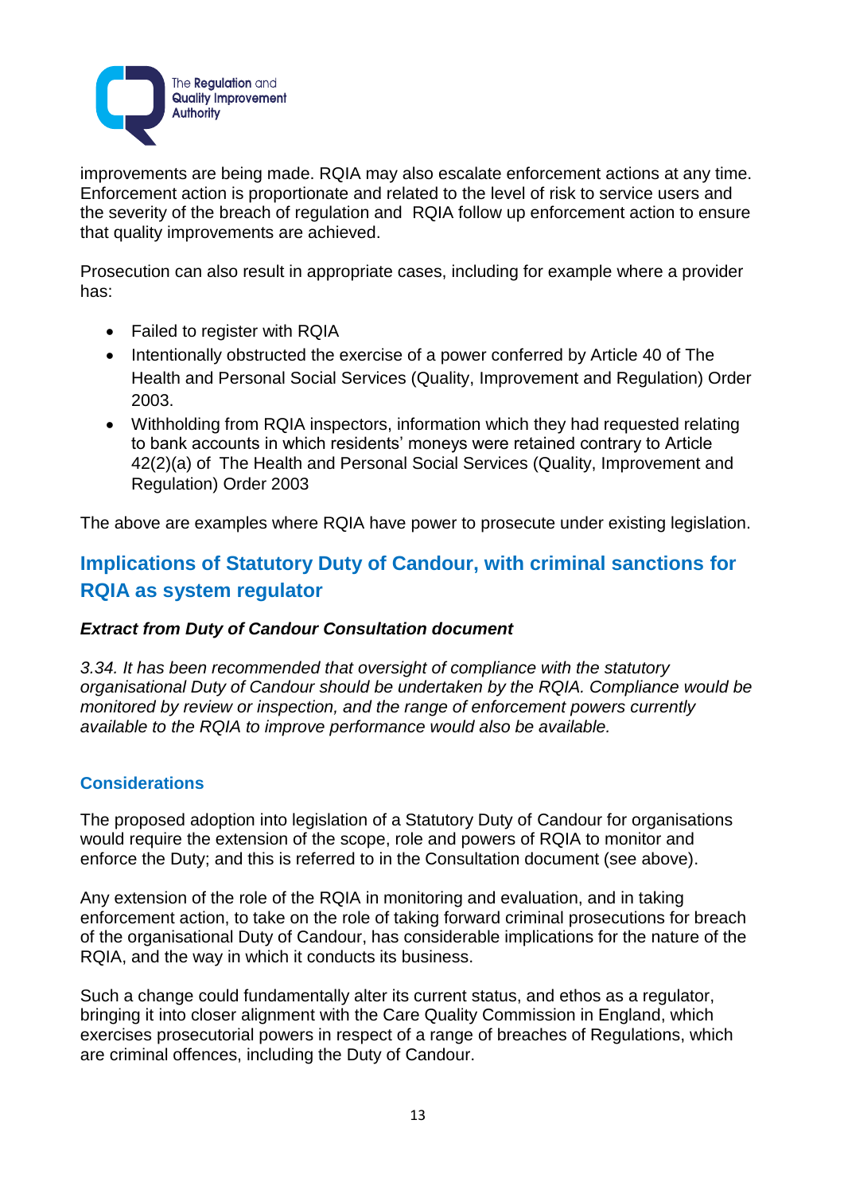improvements are being made. RQIA may also escalate enforcement actions at any time. Enforcement action is proportionate and related to the level of risk to service users and the severity of the breach of regulation and RQIA follow up enforcement action to ensure that quality improvements are achieved.

Prosecution can also result in appropriate cases, including for example where a provider has:

- Failed to register with RQIA
- Intentionally obstructed the exercise of a power conferred by Article 40 of The Health and Personal Social Services (Quality, Improvement and Regulation) Order 2003.
- Withholding from RQIA inspectors, information which they had requested relating to bank accounts in which residents' moneys were retained contrary to Article 42(2)(a) of The Health and Personal Social Services (Quality, Improvement and Regulation) Order 2003

The above are examples where RQIA have power to prosecute under existing legislation.

## Implications of Statutory Duty of Candour, with criminal sanctions for RQIA as system regulator

***Extract from Duty of Candour Consultation document***

*3.34. It has been recommended that oversight of compliance with the statutory organisational Duty of Candour should be undertaken by the RQIA. Compliance would be monitored by review or inspection, and the range of enforcement powers currently available to the RQIA to improve performance would also be available.*

### Considerations

The proposed adoption into legislation of a Statutory Duty of Candour for organisations would require the extension of the scope, role and powers of RQIA to monitor and enforce the Duty; and this is referred to in the Consultation document (see above).

Any extension of the role of the RQIA in monitoring and evaluation, and in taking enforcement action, to take on the role of taking forward criminal prosecutions for breach of the organisational Duty of Candour, has considerable implications for the nature of the RQIA, and the way in which it conducts its business.

Such a change could fundamentally alter its current status, and ethos as a regulator, bringing it into closer alignment with the Care Quality Commission in England, which exercises prosecutorial powers in respect of a range of breaches of Regulations, which are criminal offences, including the Duty of Candour.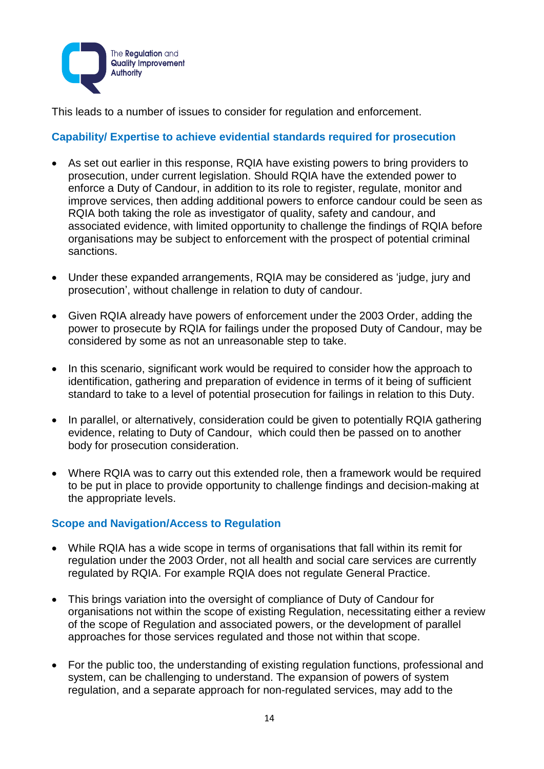This leads to a number of issues to consider for regulation and enforcement.

### Capability/ Expertise to achieve evidential standards required for prosecution

- As set out earlier in this response, RQIA have existing powers to bring providers to prosecution, under current legislation. Should RQIA have the extended power to enforce a Duty of Candour, in addition to its role to register, regulate, monitor and improve services, then adding additional powers to enforce candour could be seen as RQIA both taking the role as investigator of quality, safety and candour, and associated evidence, with limited opportunity to challenge the findings of RQIA before organisations may be subject to enforcement with the prospect of potential criminal sanctions.

- Under these expanded arrangements, RQIA may be considered as 'judge, jury and prosecution', without challenge in relation to duty of candour.

- Given RQIA already have powers of enforcement under the 2003 Order, adding the power to prosecute by RQIA for failings under the proposed Duty of Candour, may be considered by some as not an unreasonable step to take.

- In this scenario, significant work would be required to consider how the approach to identification, gathering and preparation of evidence in terms of it being of sufficient standard to take to a level of potential prosecution for failings in relation to this Duty.

- In parallel, or alternatively, consideration could be given to potentially RQIA gathering evidence, relating to Duty of Candour, which could then be passed on to another body for prosecution consideration.

- Where RQIA was to carry out this extended role, then a framework would be required to be put in place to provide opportunity to challenge findings and decision-making at the appropriate levels.

### Scope and Navigation/Access to Regulation

- While RQIA has a wide scope in terms of organisations that fall within its remit for regulation under the 2003 Order, not all health and social care services are currently regulated by RQIA. For example RQIA does not regulate General Practice.

- This brings variation into the oversight of compliance of Duty of Candour for organisations not within the scope of existing Regulation, necessitating either a review of the scope of Regulation and associated powers, or the development of parallel approaches for those services regulated and those not within that scope.

- For the public too, the understanding of existing regulation functions, professional and system, can be challenging to understand. The expansion of powers of system regulation, and a separate approach for non-regulated services, may add to the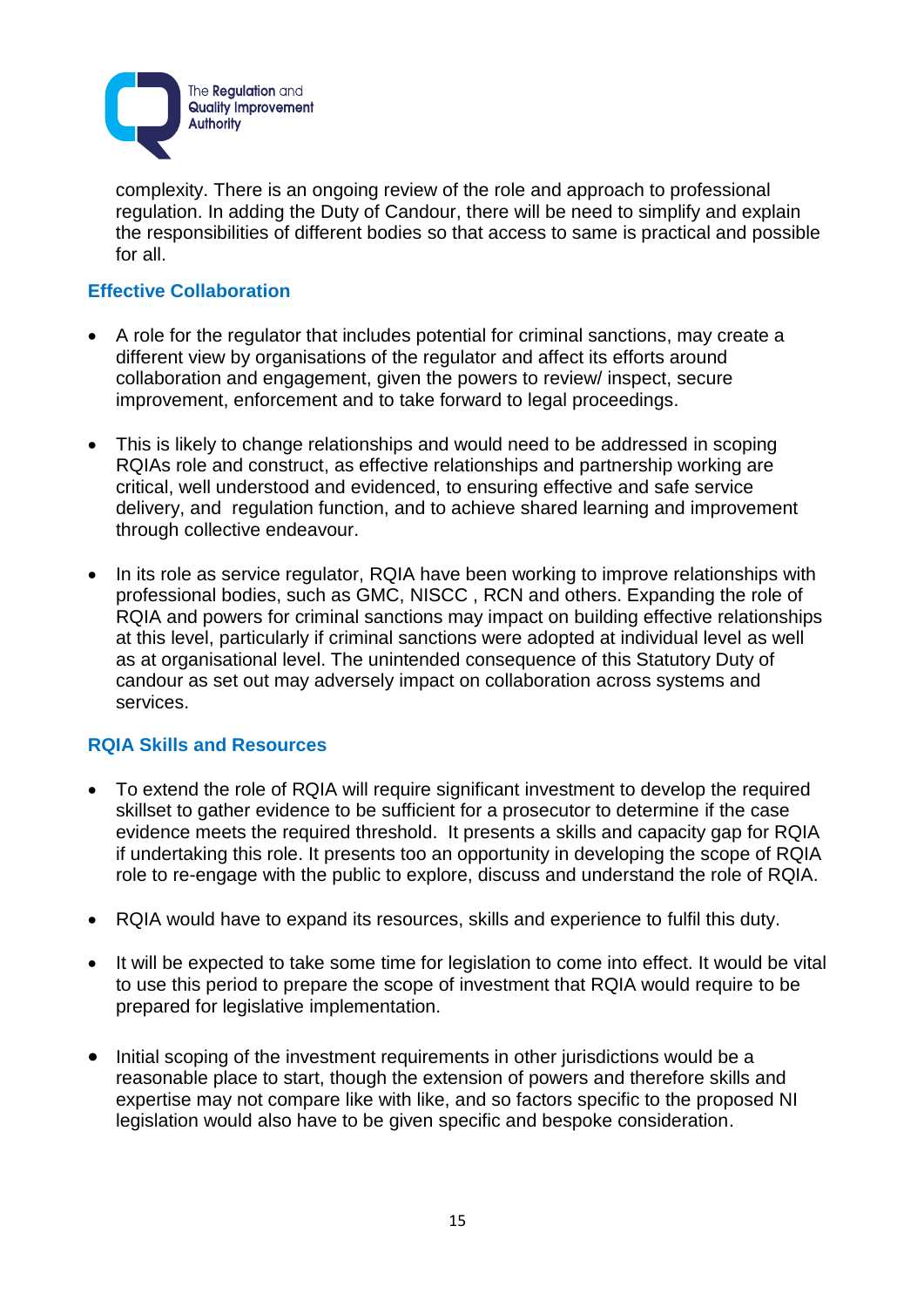complexity. There is an ongoing review of the role and approach to professional regulation. In adding the Duty of Candour, there will be need to simplify and explain the responsibilities of different bodies so that access to same is practical and possible for all.

### Effective Collaboration

- A role for the regulator that includes potential for criminal sanctions, may create a different view by organisations of the regulator and affect its efforts around collaboration and engagement, given the powers to review/ inspect, secure improvement, enforcement and to take forward to legal proceedings.

- This is likely to change relationships and would need to be addressed in scoping RQIAs role and construct, as effective relationships and partnership working are critical, well understood and evidenced, to ensuring effective and safe service delivery, and regulation function, and to achieve shared learning and improvement through collective endeavour.

- In its role as service regulator, RQIA have been working to improve relationships with professional bodies, such as GMC, NISCC , RCN and others. Expanding the role of RQIA and powers for criminal sanctions may impact on building effective relationships at this level, particularly if criminal sanctions were adopted at individual level as well as at organisational level. The unintended consequence of this Statutory Duty of candour as set out may adversely impact on collaboration across systems and services.

### RQIA Skills and Resources

- To extend the role of RQIA will require significant investment to develop the required skillset to gather evidence to be sufficient for a prosecutor to determine if the case evidence meets the required threshold. It presents a skills and capacity gap for RQIA if undertaking this role. It presents too an opportunity in developing the scope of RQIA role to re-engage with the public to explore, discuss and understand the role of RQIA.

- RQIA would have to expand its resources, skills and experience to fulfil this duty.

- It will be expected to take some time for legislation to come into effect. It would be vital to use this period to prepare the scope of investment that RQIA would require to be prepared for legislative implementation.

- Initial scoping of the investment requirements in other jurisdictions would be a reasonable place to start, though the extension of powers and therefore skills and expertise may not compare like with like, and so factors specific to the proposed NI legislation would also have to be given specific and bespoke consideration.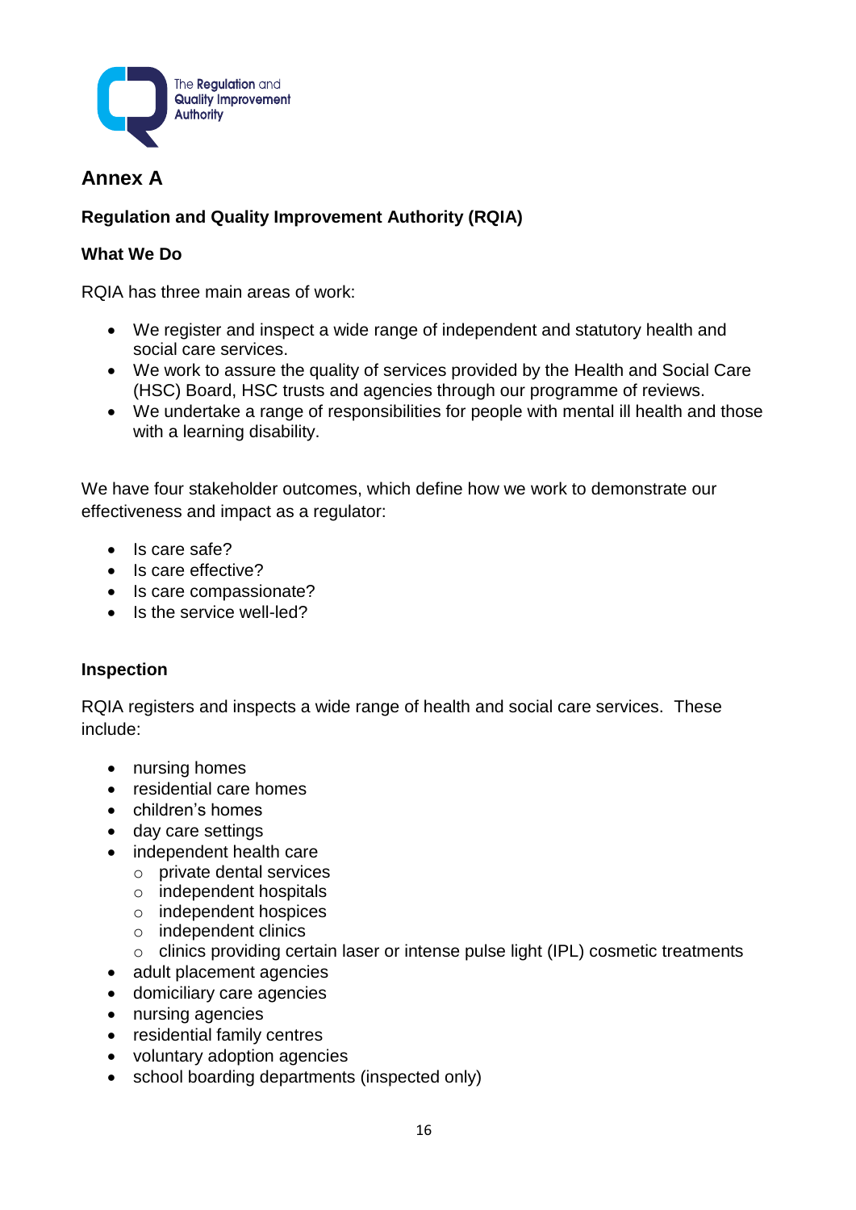## Annex A

**Regulation and Quality Improvement Authority (RQIA)**

**What We Do**

RQIA has three main areas of work:

- We register and inspect a wide range of independent and statutory health and social care services.
- We work to assure the quality of services provided by the Health and Social Care (HSC) Board, HSC trusts and agencies through our programme of reviews.
- We undertake a range of responsibilities for people with mental ill health and those with a learning disability.

We have four stakeholder outcomes, which define how we work to demonstrate our effectiveness and impact as a regulator:

- Is care safe?
- Is care effective?
- Is care compassionate?
- Is the service well-led?

**Inspection**

RQIA registers and inspects a wide range of health and social care services. These include:

- nursing homes
- residential care homes
- children's homes
- day care settings
- independent health care
  - private dental services
  - independent hospitals
  - independent hospices
  - independent clinics
  - clinics providing certain laser or intense pulse light (IPL) cosmetic treatments
- adult placement agencies
- domiciliary care agencies
- nursing agencies
- residential family centres
- voluntary adoption agencies
- school boarding departments (inspected only)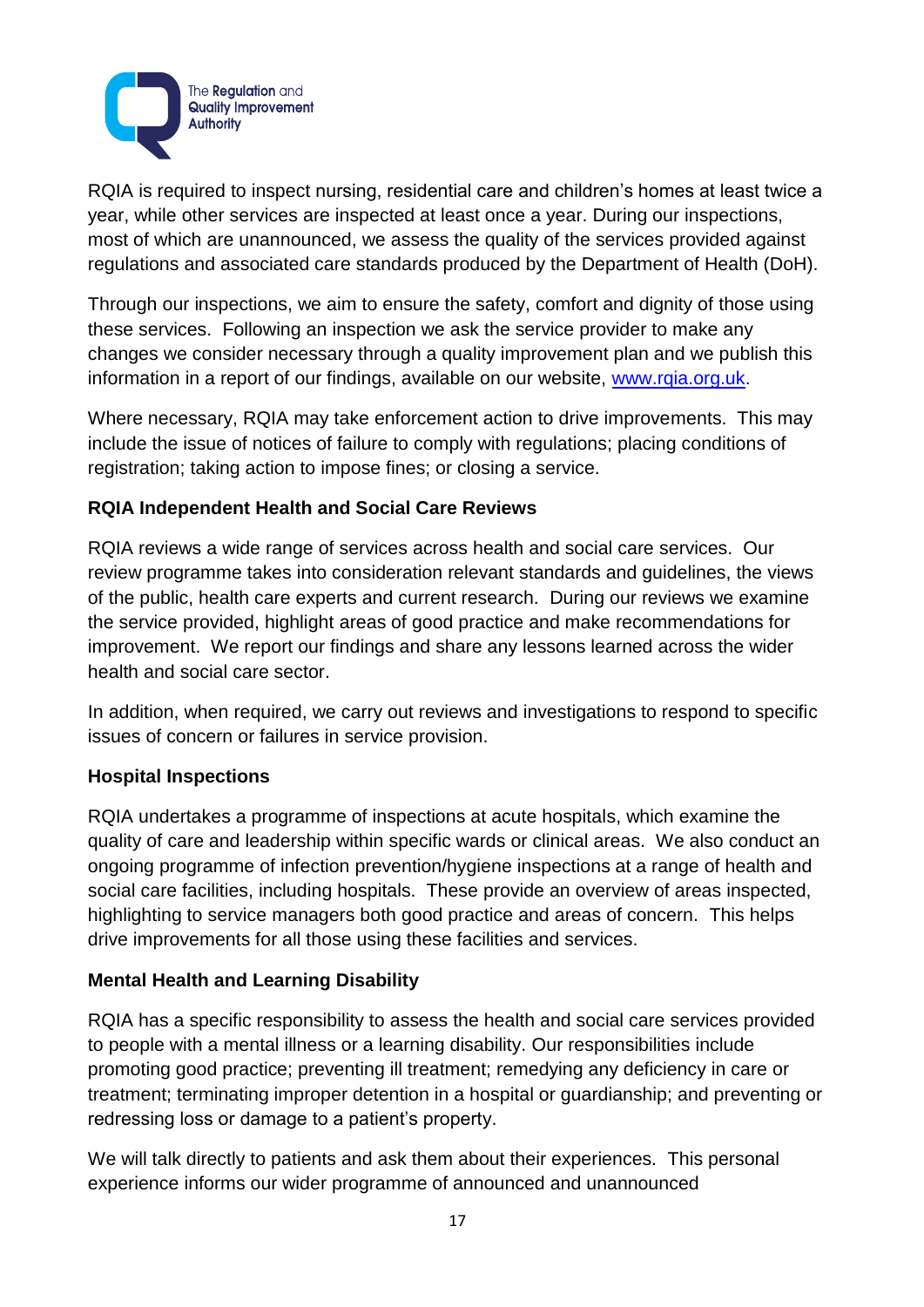RQIA is required to inspect nursing, residential care and children's homes at least twice a year, while other services are inspected at least once a year. During our inspections, most of which are unannounced, we assess the quality of the services provided against regulations and associated care standards produced by the Department of Health (DoH).

Through our inspections, we aim to ensure the safety, comfort and dignity of those using these services. Following an inspection we ask the service provider to make any changes we consider necessary through a quality improvement plan and we publish this information in a report of our findings, available on our website, www.rqia.org.uk.

Where necessary, RQIA may take enforcement action to drive improvements. This may include the issue of notices of failure to comply with regulations; placing conditions of registration; taking action to impose fines; or closing a service.

**RQIA Independent Health and Social Care Reviews**

RQIA reviews a wide range of services across health and social care services. Our review programme takes into consideration relevant standards and guidelines, the views of the public, health care experts and current research. During our reviews we examine the service provided, highlight areas of good practice and make recommendations for improvement. We report our findings and share any lessons learned across the wider health and social care sector.

In addition, when required, we carry out reviews and investigations to respond to specific issues of concern or failures in service provision.

**Hospital Inspections**

RQIA undertakes a programme of inspections at acute hospitals, which examine the quality of care and leadership within specific wards or clinical areas. We also conduct an ongoing programme of infection prevention/hygiene inspections at a range of health and social care facilities, including hospitals. These provide an overview of areas inspected, highlighting to service managers both good practice and areas of concern. This helps drive improvements for all those using these facilities and services.

**Mental Health and Learning Disability**

RQIA has a specific responsibility to assess the health and social care services provided to people with a mental illness or a learning disability. Our responsibilities include promoting good practice; preventing ill treatment; remedying any deficiency in care or treatment; terminating improper detention in a hospital or guardianship; and preventing or redressing loss or damage to a patient's property.

We will talk directly to patients and ask them about their experiences. This personal experience informs our wider programme of announced and unannounced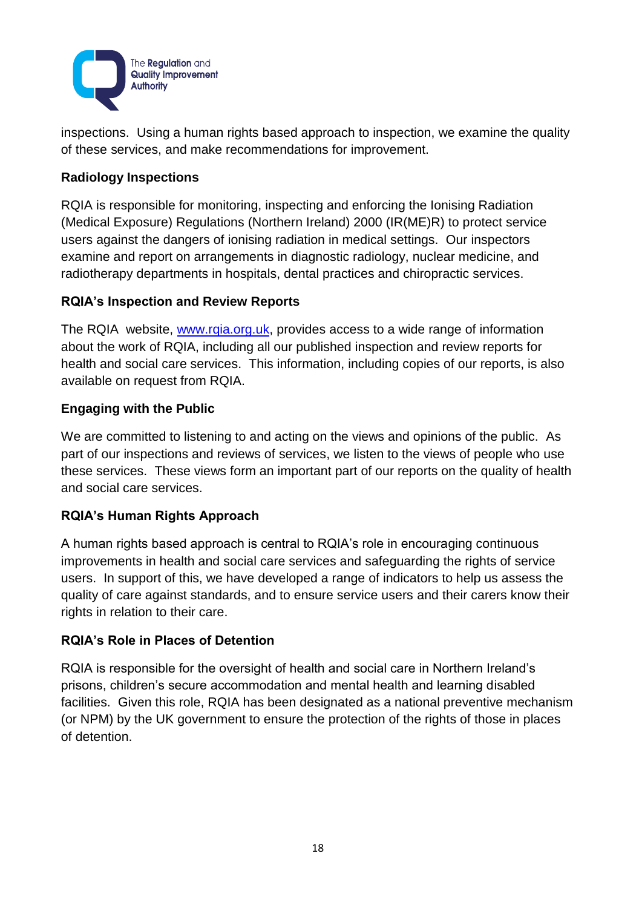inspections. Using a human rights based approach to inspection, we examine the quality of these services, and make recommendations for improvement.

**Radiology Inspections**

RQIA is responsible for monitoring, inspecting and enforcing the Ionising Radiation (Medical Exposure) Regulations (Northern Ireland) 2000 (IR(ME)R) to protect service users against the dangers of ionising radiation in medical settings. Our inspectors examine and report on arrangements in diagnostic radiology, nuclear medicine, and radiotherapy departments in hospitals, dental practices and chiropractic services.

**RQIA's Inspection and Review Reports**

The RQIA website, [www.rqia.org.uk](http://www.rqia.org.uk), provides access to a wide range of information about the work of RQIA, including all our published inspection and review reports for health and social care services. This information, including copies of our reports, is also available on request from RQIA.

**Engaging with the Public**

We are committed to listening to and acting on the views and opinions of the public. As part of our inspections and reviews of services, we listen to the views of people who use these services. These views form an important part of our reports on the quality of health and social care services.

**RQIA's Human Rights Approach**

A human rights based approach is central to RQIA's role in encouraging continuous improvements in health and social care services and safeguarding the rights of service users. In support of this, we have developed a range of indicators to help us assess the quality of care against standards, and to ensure service users and their carers know their rights in relation to their care.

**RQIA's Role in Places of Detention**

RQIA is responsible for the oversight of health and social care in Northern Ireland's prisons, children's secure accommodation and mental health and learning disabled facilities. Given this role, RQIA has been designated as a national preventive mechanism (or NPM) by the UK government to ensure the protection of the rights of those in places of detention.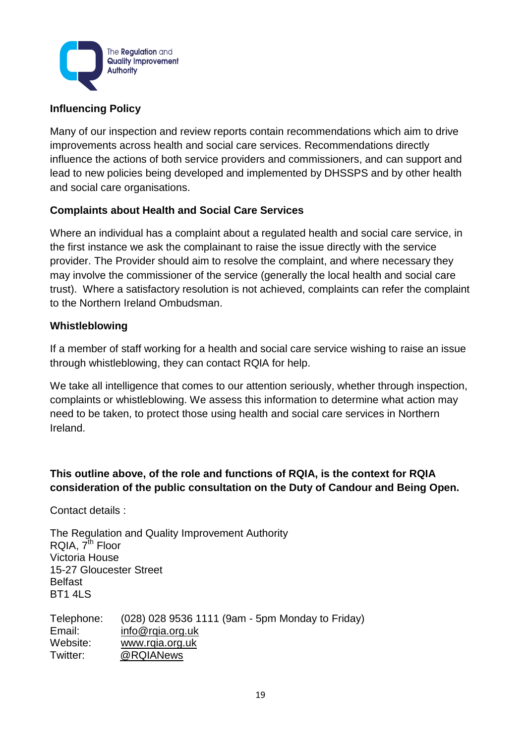The Regulation and Quality Improvement Authority

**Influencing Policy**

Many of our inspection and review reports contain recommendations which aim to drive improvements across health and social care services. Recommendations directly influence the actions of both service providers and commissioners, and can support and lead to new policies being developed and implemented by DHSSPS and by other health and social care organisations.

**Complaints about Health and Social Care Services**

Where an individual has a complaint about a regulated health and social care service, in the first instance we ask the complainant to raise the issue directly with the service provider. The Provider should aim to resolve the complaint, and where necessary they may involve the commissioner of the service (generally the local health and social care trust). Where a satisfactory resolution is not achieved, complaints can refer the complaint to the Northern Ireland Ombudsman.

**Whistleblowing**

If a member of staff working for a health and social care service wishing to raise an issue through whistleblowing, they can contact RQIA for help.

We take all intelligence that comes to our attention seriously, whether through inspection, complaints or whistleblowing. We assess this information to determine what action may need to be taken, to protect those using health and social care services in Northern Ireland.

**This outline above, of the role and functions of RQIA, is the context for RQIA consideration of the public consultation on the Duty of Candour and Being Open.**

Contact details :

The Regulation and Quality Improvement Authority
RQIA, 7th Floor
Victoria House
15-27 Gloucester Street
Belfast
BT1 4LS

Telephone: (028) 028 9536 1111 (9am - 5pm Monday to Friday)
Email: info@rqia.org.uk
Website: www.rqia.org.uk
Twitter: @RQIANews